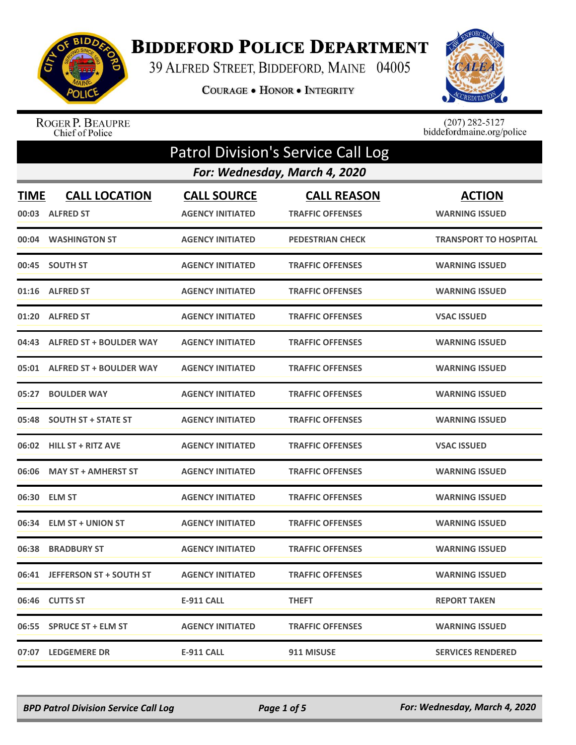# BIDDEFORD POLICE DEPARTMENT

39 ALFRED STREET, BIDDEFORD, MAINE 04005

COURAGE • HONOR • INTEGRITY

ROGER P. BEAUPRE
Chief of Police

(207) 282-5127
biddefordmaine.org/police

## Patrol Division's Service Call Log

### For: Wednesday, March 4, 2020

| TIME | CALL LOCATION | CALL SOURCE | CALL REASON | ACTION |
|---|---|---|---|---|
| 00:03 | ALFRED ST | AGENCY INITIATED | TRAFFIC OFFENSES | WARNING ISSUED |
| 00:04 | WASHINGTON ST | AGENCY INITIATED | PEDESTRIAN CHECK | TRANSPORT TO HOSPITAL |
| 00:45 | SOUTH ST | AGENCY INITIATED | TRAFFIC OFFENSES | WARNING ISSUED |
| 01:16 | ALFRED ST | AGENCY INITIATED | TRAFFIC OFFENSES | WARNING ISSUED |
| 01:20 | ALFRED ST | AGENCY INITIATED | TRAFFIC OFFENSES | VSAC ISSUED |
| 04:43 | ALFRED ST + BOULDER WAY | AGENCY INITIATED | TRAFFIC OFFENSES | WARNING ISSUED |
| 05:01 | ALFRED ST + BOULDER WAY | AGENCY INITIATED | TRAFFIC OFFENSES | WARNING ISSUED |
| 05:27 | BOULDER WAY | AGENCY INITIATED | TRAFFIC OFFENSES | WARNING ISSUED |
| 05:48 | SOUTH ST + STATE ST | AGENCY INITIATED | TRAFFIC OFFENSES | WARNING ISSUED |
| 06:02 | HILL ST + RITZ AVE | AGENCY INITIATED | TRAFFIC OFFENSES | VSAC ISSUED |
| 06:06 | MAY ST + AMHERST ST | AGENCY INITIATED | TRAFFIC OFFENSES | WARNING ISSUED |
| 06:30 | ELM ST | AGENCY INITIATED | TRAFFIC OFFENSES | WARNING ISSUED |
| 06:34 | ELM ST + UNION ST | AGENCY INITIATED | TRAFFIC OFFENSES | WARNING ISSUED |
| 06:38 | BRADBURY ST | AGENCY INITIATED | TRAFFIC OFFENSES | WARNING ISSUED |
| 06:41 | JEFFERSON ST + SOUTH ST | AGENCY INITIATED | TRAFFIC OFFENSES | WARNING ISSUED |
| 06:46 | CUTTS ST | E-911 CALL | THEFT | REPORT TAKEN |
| 06:55 | SPRUCE ST + ELM ST | AGENCY INITIATED | TRAFFIC OFFENSES | WARNING ISSUED |
| 07:07 | LEDGEMERE DR | E-911 CALL | 911 MISUSE | SERVICES RENDERED |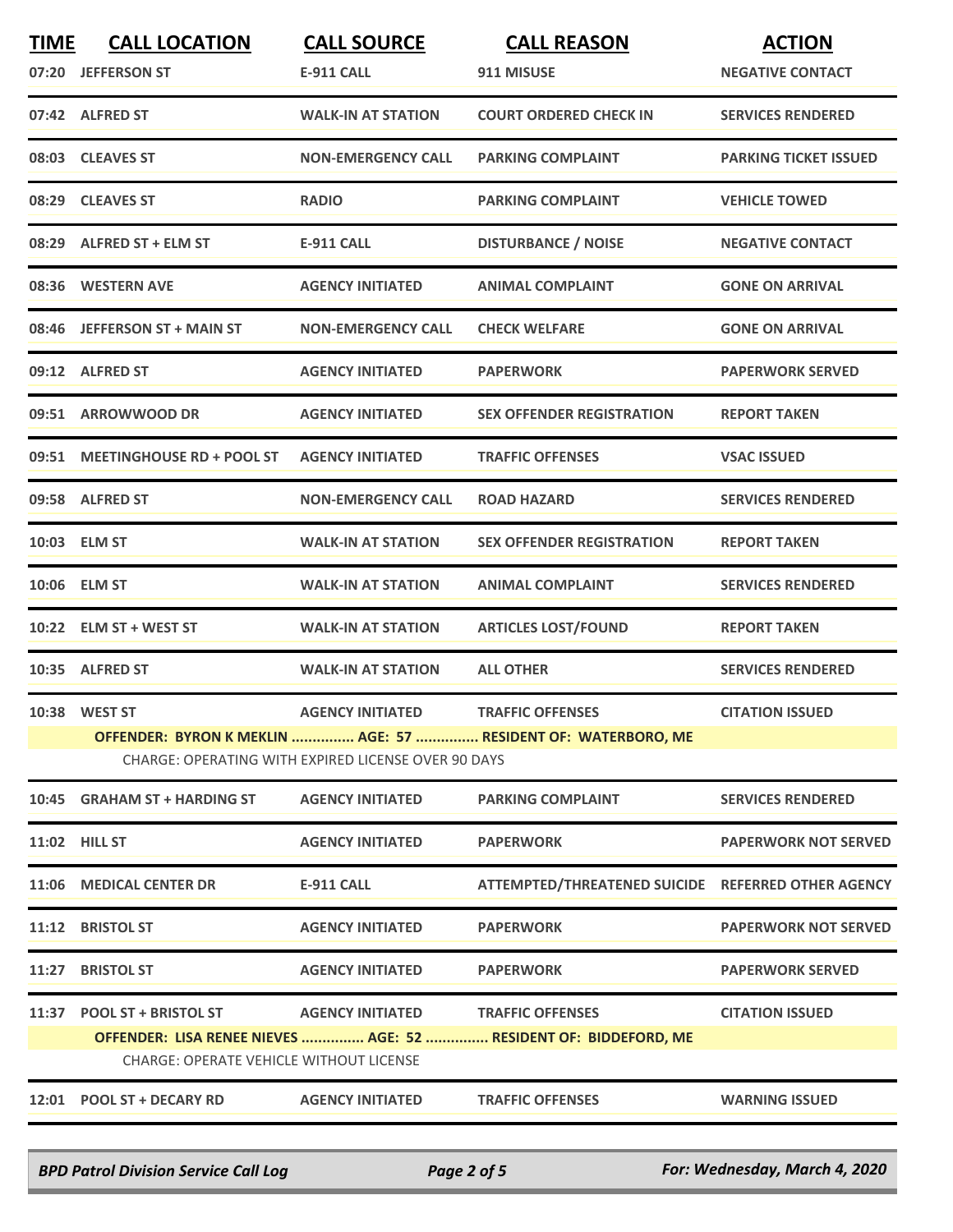| TIME | CALL LOCATION | CALL SOURCE | CALL REASON | ACTION |
|---|---|---|---|---|
| 07:20 | JEFFERSON ST | E-911 CALL | 911 MISUSE | NEGATIVE CONTACT |
| 07:42 | ALFRED ST | WALK-IN AT STATION | COURT ORDERED CHECK IN | SERVICES RENDERED |
| 08:03 | CLEAVES ST | NON-EMERGENCY CALL | PARKING COMPLAINT | PARKING TICKET ISSUED |
| 08:29 | CLEAVES ST | RADIO | PARKING COMPLAINT | VEHICLE TOWED |
| 08:29 | ALFRED ST + ELM ST | E-911 CALL | DISTURBANCE / NOISE | NEGATIVE CONTACT |
| 08:36 | WESTERN AVE | AGENCY INITIATED | ANIMAL COMPLAINT | GONE ON ARRIVAL |
| 08:46 | JEFFERSON ST + MAIN ST | NON-EMERGENCY CALL | CHECK WELFARE | GONE ON ARRIVAL |
| 09:12 | ALFRED ST | AGENCY INITIATED | PAPERWORK | PAPERWORK SERVED |
| 09:51 | ARROWWOOD DR | AGENCY INITIATED | SEX OFFENDER REGISTRATION | REPORT TAKEN |
| 09:51 | MEETINGHOUSE RD + POOL ST | AGENCY INITIATED | TRAFFIC OFFENSES | VSAC ISSUED |
| 09:58 | ALFRED ST | NON-EMERGENCY CALL | ROAD HAZARD | SERVICES RENDERED |
| 10:03 | ELM ST | WALK-IN AT STATION | SEX OFFENDER REGISTRATION | REPORT TAKEN |
| 10:06 | ELM ST | WALK-IN AT STATION | ANIMAL COMPLAINT | SERVICES RENDERED |
| 10:22 | ELM ST + WEST ST | WALK-IN AT STATION | ARTICLES LOST/FOUND | REPORT TAKEN |
| 10:35 | ALFRED ST | WALK-IN AT STATION | ALL OTHER | SERVICES RENDERED |
| 10:38 | WEST ST | AGENCY INITIATED | TRAFFIC OFFENSES | CITATION ISSUED |
| | OFFENDER: BYRON K MEKLIN ............... AGE: 57 ............... RESIDENT OF: WATERBORO, ME | | | |
| | CHARGE: OPERATING WITH EXPIRED LICENSE OVER 90 DAYS | | | |
| 10:45 | GRAHAM ST + HARDING ST | AGENCY INITIATED | PARKING COMPLAINT | SERVICES RENDERED |
| 11:02 | HILL ST | AGENCY INITIATED | PAPERWORK | PAPERWORK NOT SERVED |
| 11:06 | MEDICAL CENTER DR | E-911 CALL | ATTEMPTED/THREATENED SUICIDE | REFERRED OTHER AGENCY |
| 11:12 | BRISTOL ST | AGENCY INITIATED | PAPERWORK | PAPERWORK NOT SERVED |
| 11:27 | BRISTOL ST | AGENCY INITIATED | PAPERWORK | PAPERWORK SERVED |
| 11:37 | POOL ST + BRISTOL ST | AGENCY INITIATED | TRAFFIC OFFENSES | CITATION ISSUED |
| | OFFENDER: LISA RENEE NIEVES ............... AGE: 52 ............... RESIDENT OF: BIDDEFORD, ME | | | |
| | CHARGE: OPERATE VEHICLE WITHOUT LICENSE | | | |
| 12:01 | POOL ST + DECARY RD | AGENCY INITIATED | TRAFFIC OFFENSES | WARNING ISSUED |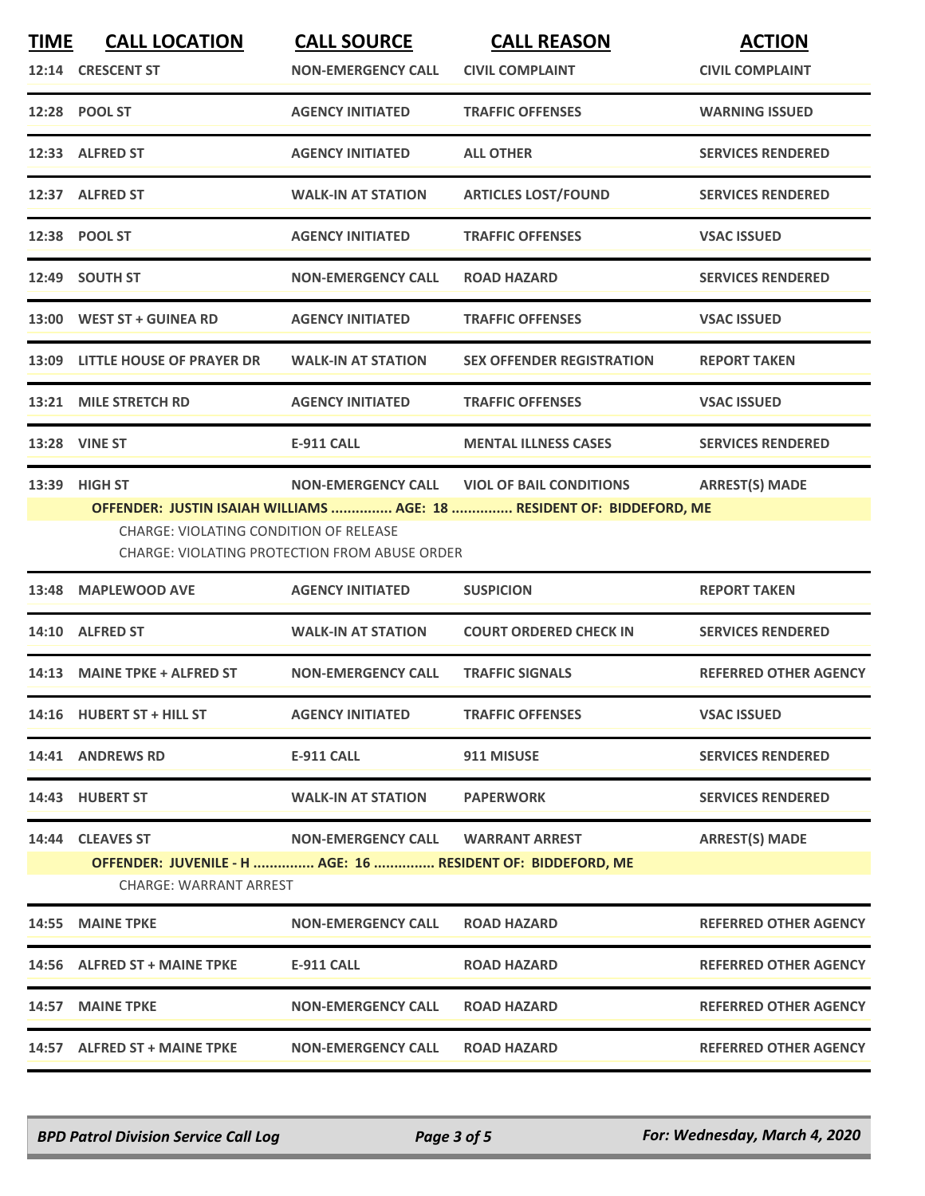| TIME | CALL LOCATION | CALL SOURCE | CALL REASON | ACTION |
|---|---|---|---|---|
| 12:14 | CRESCENT ST | NON-EMERGENCY CALL | CIVIL COMPLAINT | CIVIL COMPLAINT |
| 12:28 | POOL ST | AGENCY INITIATED | TRAFFIC OFFENSES | WARNING ISSUED |
| 12:33 | ALFRED ST | AGENCY INITIATED | ALL OTHER | SERVICES RENDERED |
| 12:37 | ALFRED ST | WALK-IN AT STATION | ARTICLES LOST/FOUND | SERVICES RENDERED |
| 12:38 | POOL ST | AGENCY INITIATED | TRAFFIC OFFENSES | VSAC ISSUED |
| 12:49 | SOUTH ST | NON-EMERGENCY CALL | ROAD HAZARD | SERVICES RENDERED |
| 13:00 | WEST ST + GUINEA RD | AGENCY INITIATED | TRAFFIC OFFENSES | VSAC ISSUED |
| 13:09 | LITTLE HOUSE OF PRAYER DR | WALK-IN AT STATION | SEX OFFENDER REGISTRATION | REPORT TAKEN |
| 13:21 | MILE STRETCH RD | AGENCY INITIATED | TRAFFIC OFFENSES | VSAC ISSUED |
| 13:28 | VINE ST | E-911 CALL | MENTAL ILLNESS CASES | SERVICES RENDERED |
| 13:39 | HIGH ST | NON-EMERGENCY CALL | VIOL OF BAIL CONDITIONS | ARREST(S) MADE |

**OFFENDER: JUSTIN ISAIAH WILLIAMS ............... AGE: 18 ............... RESIDENT OF: BIDDEFORD, ME**

CHARGE: VIOLATING CONDITION OF RELEASE
CHARGE: VIOLATING PROTECTION FROM ABUSE ORDER

| TIME | CALL LOCATION | CALL SOURCE | CALL REASON | ACTION |
|---|---|---|---|---|
| 13:48 | MAPLEWOOD AVE | AGENCY INITIATED | SUSPICION | REPORT TAKEN |
| 14:10 | ALFRED ST | WALK-IN AT STATION | COURT ORDERED CHECK IN | SERVICES RENDERED |
| 14:13 | MAINE TPKE + ALFRED ST | NON-EMERGENCY CALL | TRAFFIC SIGNALS | REFERRED OTHER AGENCY |
| 14:16 | HUBERT ST + HILL ST | AGENCY INITIATED | TRAFFIC OFFENSES | VSAC ISSUED |
| 14:41 | ANDREWS RD | E-911 CALL | 911 MISUSE | SERVICES RENDERED |
| 14:43 | HUBERT ST | WALK-IN AT STATION | PAPERWORK | SERVICES RENDERED |
| 14:44 | CLEAVES ST | NON-EMERGENCY CALL | WARRANT ARREST | ARREST(S) MADE |

**OFFENDER: JUVENILE - H ............... AGE: 16 ............... RESIDENT OF: BIDDEFORD, ME**

CHARGE: WARRANT ARREST

| TIME | CALL LOCATION | CALL SOURCE | CALL REASON | ACTION |
|---|---|---|---|---|
| 14:55 | MAINE TPKE | NON-EMERGENCY CALL | ROAD HAZARD | REFERRED OTHER AGENCY |
| 14:56 | ALFRED ST + MAINE TPKE | E-911 CALL | ROAD HAZARD | REFERRED OTHER AGENCY |
| 14:57 | MAINE TPKE | NON-EMERGENCY CALL | ROAD HAZARD | REFERRED OTHER AGENCY |
| 14:57 | ALFRED ST + MAINE TPKE | NON-EMERGENCY CALL | ROAD HAZARD | REFERRED OTHER AGENCY |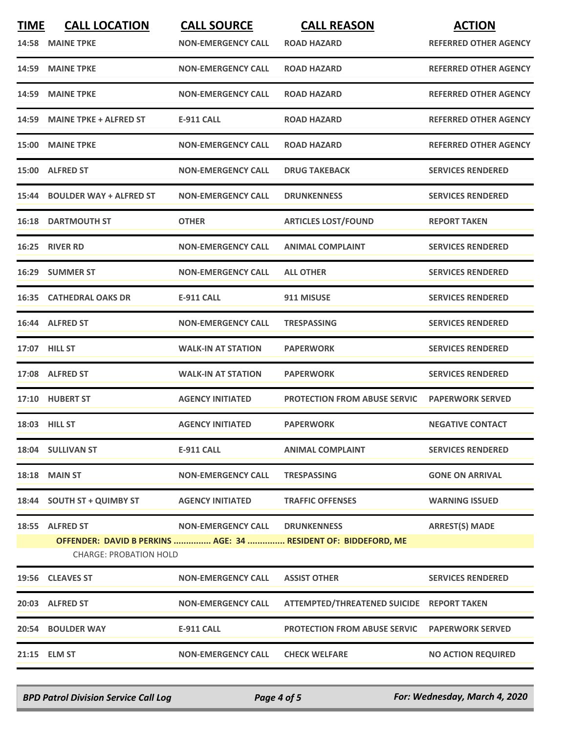| TIME | CALL LOCATION | CALL SOURCE | CALL REASON | ACTION |
|---|---|---|---|---|
| 14:58 | MAINE TPKE | NON-EMERGENCY CALL | ROAD HAZARD | REFERRED OTHER AGENCY |
| 14:59 | MAINE TPKE | NON-EMERGENCY CALL | ROAD HAZARD | REFERRED OTHER AGENCY |
| 14:59 | MAINE TPKE | NON-EMERGENCY CALL | ROAD HAZARD | REFERRED OTHER AGENCY |
| 14:59 | MAINE TPKE + ALFRED ST | E-911 CALL | ROAD HAZARD | REFERRED OTHER AGENCY |
| 15:00 | MAINE TPKE | NON-EMERGENCY CALL | ROAD HAZARD | REFERRED OTHER AGENCY |
| 15:00 | ALFRED ST | NON-EMERGENCY CALL | DRUG TAKEBACK | SERVICES RENDERED |
| 15:44 | BOULDER WAY + ALFRED ST | NON-EMERGENCY CALL | DRUNKENNESS | SERVICES RENDERED |
| 16:18 | DARTMOUTH ST | OTHER | ARTICLES LOST/FOUND | REPORT TAKEN |
| 16:25 | RIVER RD | NON-EMERGENCY CALL | ANIMAL COMPLAINT | SERVICES RENDERED |
| 16:29 | SUMMER ST | NON-EMERGENCY CALL | ALL OTHER | SERVICES RENDERED |
| 16:35 | CATHEDRAL OAKS DR | E-911 CALL | 911 MISUSE | SERVICES RENDERED |
| 16:44 | ALFRED ST | NON-EMERGENCY CALL | TRESPASSING | SERVICES RENDERED |
| 17:07 | HILL ST | WALK-IN AT STATION | PAPERWORK | SERVICES RENDERED |
| 17:08 | ALFRED ST | WALK-IN AT STATION | PAPERWORK | SERVICES RENDERED |
| 17:10 | HUBERT ST | AGENCY INITIATED | PROTECTION FROM ABUSE SERVIC | PAPERWORK SERVED |
| 18:03 | HILL ST | AGENCY INITIATED | PAPERWORK | NEGATIVE CONTACT |
| 18:04 | SULLIVAN ST | E-911 CALL | ANIMAL COMPLAINT | SERVICES RENDERED |
| 18:18 | MAIN ST | NON-EMERGENCY CALL | TRESPASSING | GONE ON ARRIVAL |
| 18:44 | SOUTH ST + QUIMBY ST | AGENCY INITIATED | TRAFFIC OFFENSES | WARNING ISSUED |
| 18:55 | ALFRED ST | NON-EMERGENCY CALL | DRUNKENNESS | ARREST(S) MADE |
| | OFFENDER: DAVID B PERKINS ............... AGE: 34 ............... RESIDENT OF: BIDDEFORD, ME | | | |
| | CHARGE: PROBATION HOLD | | | |
| 19:56 | CLEAVES ST | NON-EMERGENCY CALL | ASSIST OTHER | SERVICES RENDERED |
| 20:03 | ALFRED ST | NON-EMERGENCY CALL | ATTEMPTED/THREATENED SUICIDE | REPORT TAKEN |
| 20:54 | BOULDER WAY | E-911 CALL | PROTECTION FROM ABUSE SERVIC | PAPERWORK SERVED |
| 21:15 | ELM ST | NON-EMERGENCY CALL | CHECK WELFARE | NO ACTION REQUIRED |

*BPD Patrol Division Service Call Log* — *For: Wednesday, March 4, 2020*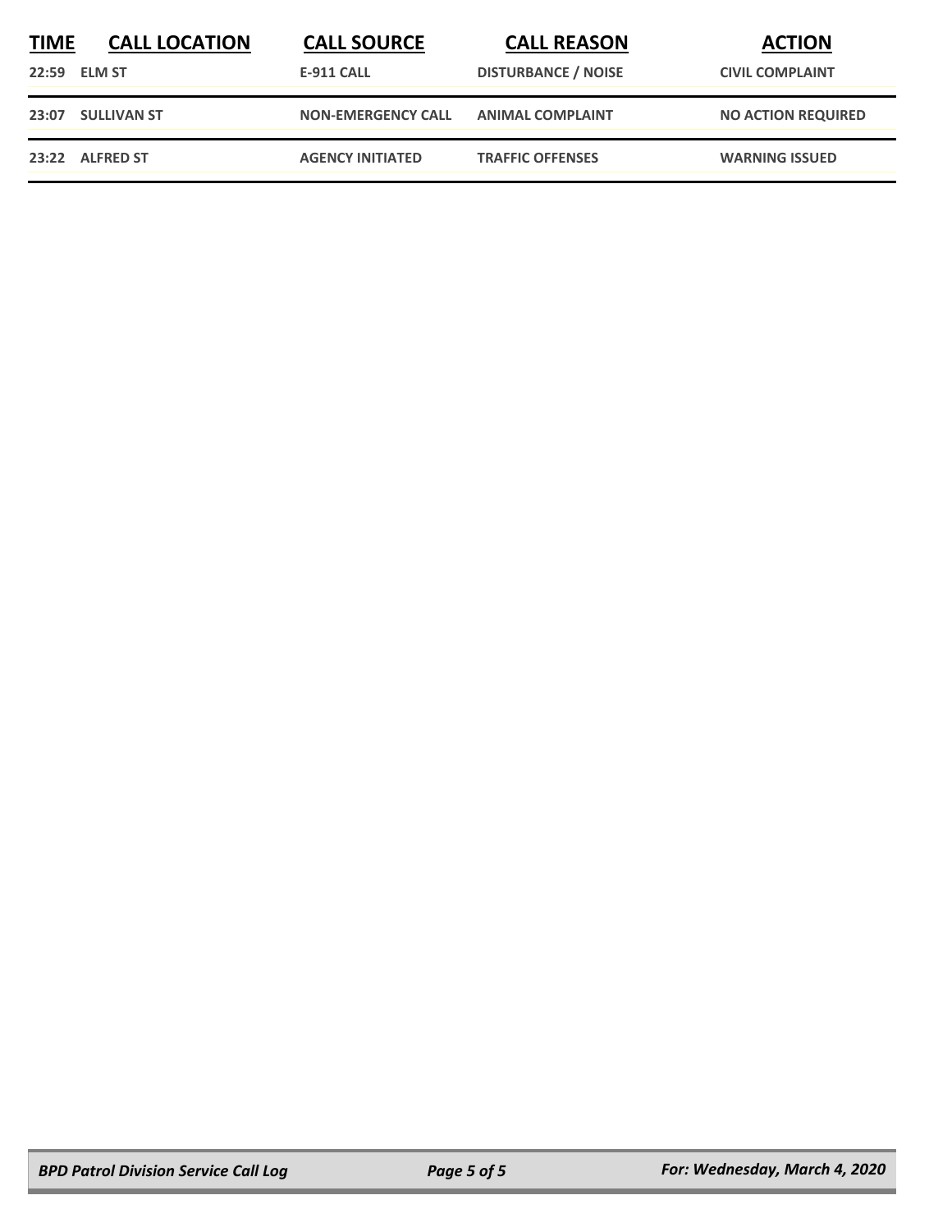| TIME | CALL LOCATION | CALL SOURCE | CALL REASON | ACTION |
|---|---|---|---|---|
| 22:59 | ELM ST | E-911 CALL | DISTURBANCE / NOISE | CIVIL COMPLAINT |
| 23:07 | SULLIVAN ST | NON-EMERGENCY CALL | ANIMAL COMPLAINT | NO ACTION REQUIRED |
| 23:22 | ALFRED ST | AGENCY INITIATED | TRAFFIC OFFENSES | WARNING ISSUED |